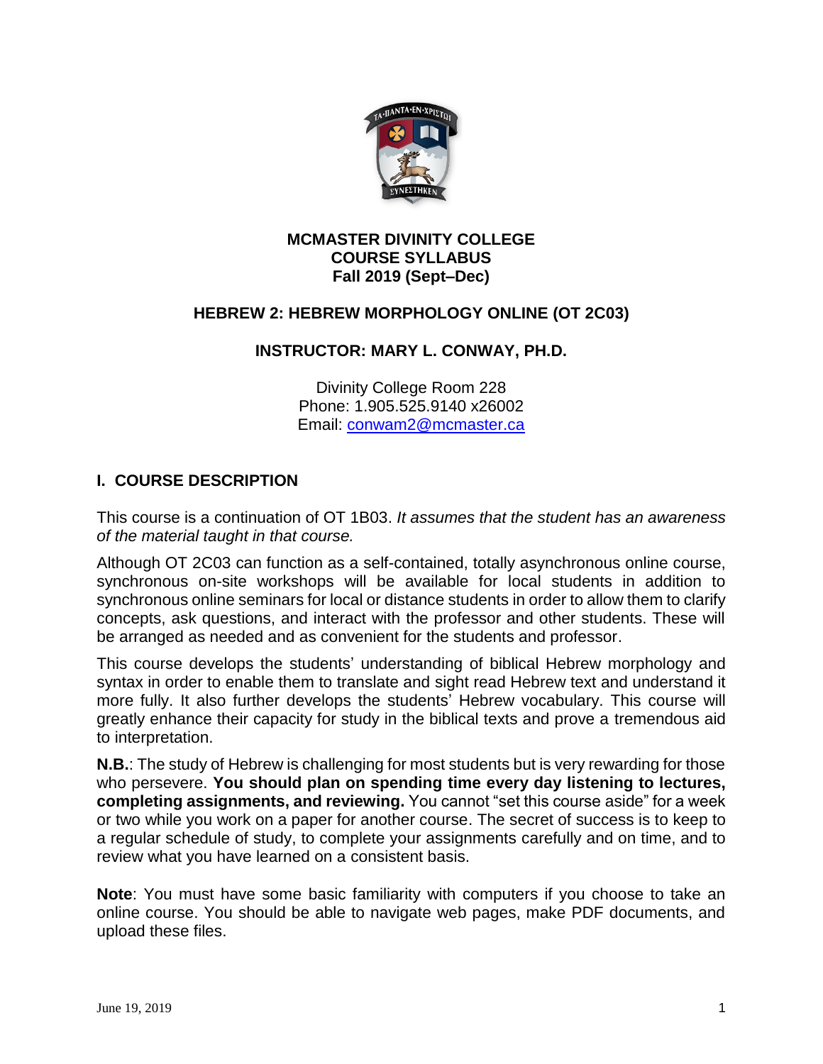**MCMASTER DIVINITY COLLEGE**
**COURSE SYLLABUS**
**Fall 2019 (Sept–Dec)**

## HEBREW 2: HEBREW MORPHOLOGY ONLINE (OT 2C03)

### INSTRUCTOR: MARY L. CONWAY, PH.D.

Divinity College Room 228
Phone: 1.905.525.9140 x26002
Email: conwam2@mcmaster.ca

## I. COURSE DESCRIPTION

This course is a continuation of OT 1B03. *It assumes that the student has an awareness of the material taught in that course.*

Although OT 2C03 can function as a self-contained, totally asynchronous online course, synchronous on-site workshops will be available for local students in addition to synchronous online seminars for local or distance students in order to allow them to clarify concepts, ask questions, and interact with the professor and other students. These will be arranged as needed and as convenient for the students and professor.

This course develops the students' understanding of biblical Hebrew morphology and syntax in order to enable them to translate and sight read Hebrew text and understand it more fully. It also further develops the students' Hebrew vocabulary. This course will greatly enhance their capacity for study in the biblical texts and prove a tremendous aid to interpretation.

**N.B.**: The study of Hebrew is challenging for most students but is very rewarding for those who persevere. **You should plan on spending time every day listening to lectures, completing assignments, and reviewing.** You cannot "set this course aside" for a week or two while you work on a paper for another course. The secret of success is to keep to a regular schedule of study, to complete your assignments carefully and on time, and to review what you have learned on a consistent basis.

**Note**: You must have some basic familiarity with computers if you choose to take an online course. You should be able to navigate web pages, make PDF documents, and upload these files.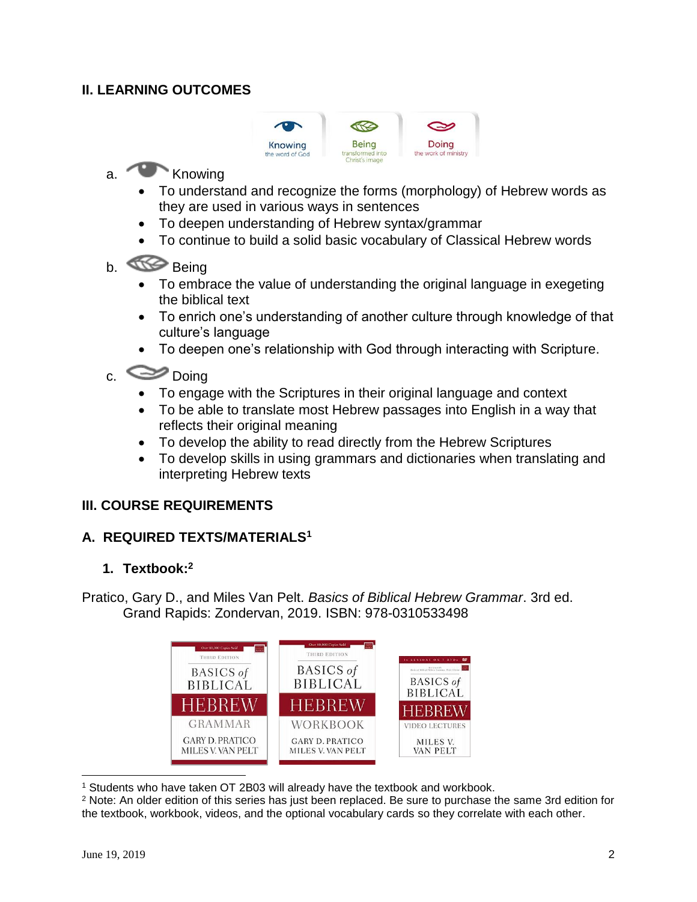## II. LEARNING OUTCOMES

a. Knowing

- To understand and recognize the forms (morphology) of Hebrew words as they are used in various ways in sentences
- To deepen understanding of Hebrew syntax/grammar
- To continue to build a solid basic vocabulary of Classical Hebrew words

b. Being

- To embrace the value of understanding the original language in exegeting the biblical text
- To enrich one's understanding of another culture through knowledge of that culture's language
- To deepen one's relationship with God through interacting with Scripture.

c. Doing

- To engage with the Scriptures in their original language and context
- To be able to translate most Hebrew passages into English in a way that reflects their original meaning
- To develop the ability to read directly from the Hebrew Scriptures
- To develop skills in using grammars and dictionaries when translating and interpreting Hebrew texts

## III. COURSE REQUIREMENTS

### A. REQUIRED TEXTS/MATERIALS[1]

#### 1. Textbook:[2]

Pratico, Gary D., and Miles Van Pelt. *Basics of Biblical Hebrew Grammar*. 3rd ed. Grand Rapids: Zondervan, 2019. ISBN: 978-0310533498

[1] Students who have taken OT 2B03 will already have the textbook and workbook.

[2] Note: An older edition of this series has just been replaced. Be sure to purchase the same 3rd edition for the textbook, workbook, videos, and the optional vocabulary cards so they correlate with each other.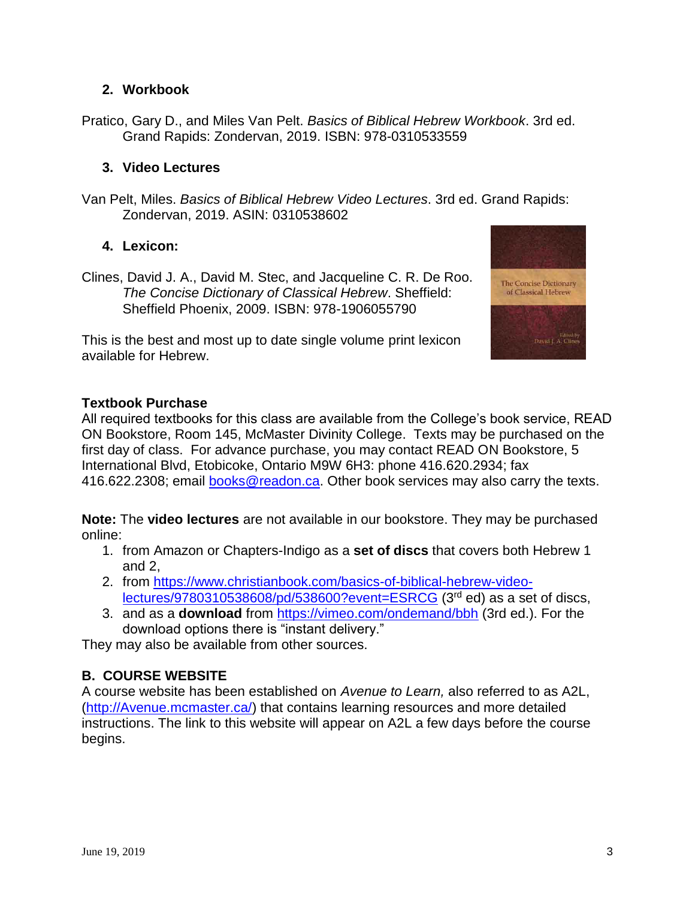2. **Workbook**

Pratico, Gary D., and Miles Van Pelt. *Basics of Biblical Hebrew Workbook*. 3rd ed. Grand Rapids: Zondervan, 2019. ISBN: 978-0310533559

3. **Video Lectures**

Van Pelt, Miles. *Basics of Biblical Hebrew Video Lectures*. 3rd ed. Grand Rapids: Zondervan, 2019. ASIN: 0310538602

4. **Lexicon:**

Clines, David J. A., David M. Stec, and Jacqueline C. R. De Roo. *The Concise Dictionary of Classical Hebrew*. Sheffield: Sheffield Phoenix, 2009. ISBN: 978-1906055790

This is the best and most up to date single volume print lexicon available for Hebrew.

**Textbook Purchase**
All required textbooks for this class are available from the College's book service, READ ON Bookstore, Room 145, McMaster Divinity College. Texts may be purchased on the first day of class. For advance purchase, you may contact READ ON Bookstore, 5 International Blvd, Etobicoke, Ontario M9W 6H3: phone 416.620.2934; fax 416.622.2308; email books@readon.ca. Other book services may also carry the texts.

**Note:** The **video lectures** are not available in our bookstore. They may be purchased online:

1. from Amazon or Chapters-Indigo as a **set of discs** that covers both Hebrew 1 and 2,
2. from https://www.christianbook.com/basics-of-biblical-hebrew-video-lectures/9780310538608/pd/538600?event=ESRCG (3rd ed) as a set of discs,
3. and as a **download** from https://vimeo.com/ondemand/bbh (3rd ed.). For the download options there is "instant delivery."

They may also be available from other sources.

## B. COURSE WEBSITE

A course website has been established on *Avenue to Learn,* also referred to as A2L, (http://Avenue.mcmaster.ca/) that contains learning resources and more detailed instructions. The link to this website will appear on A2L a few days before the course begins.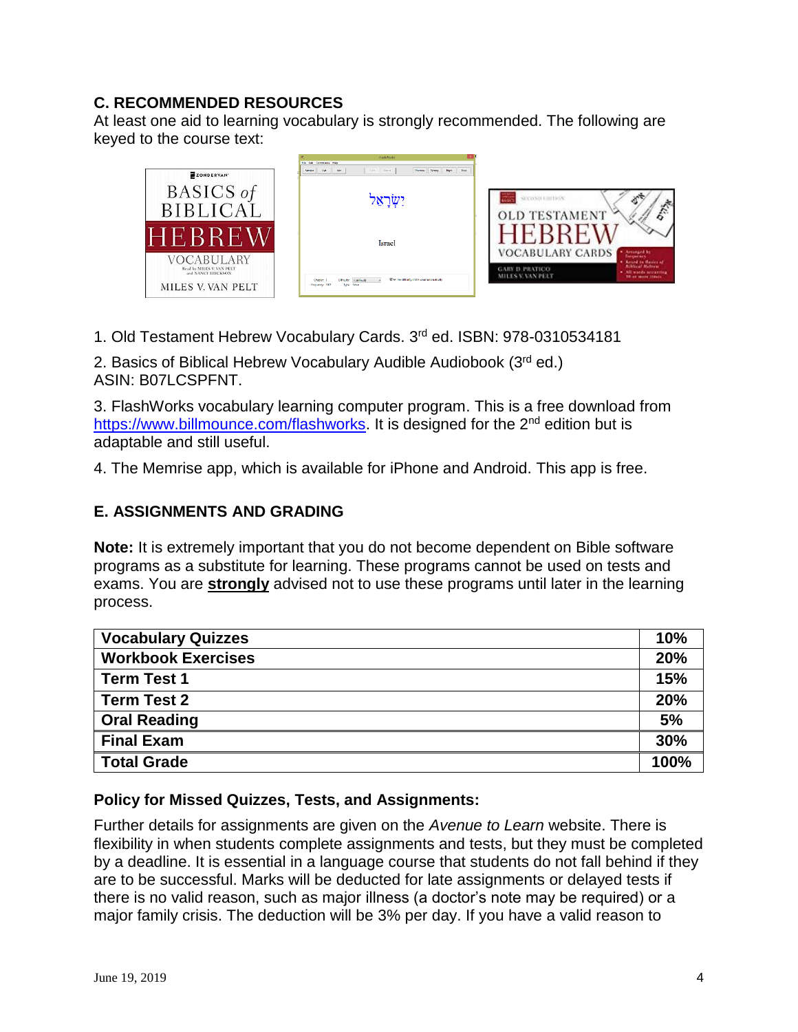## C. RECOMMENDED RESOURCES

At least one aid to learning vocabulary is strongly recommended. The following are keyed to the course text:

1. Old Testament Hebrew Vocabulary Cards. 3rd ed. ISBN: 978-0310534181

2. Basics of Biblical Hebrew Vocabulary Audible Audiobook (3rd ed.)
ASIN: B07LCSPFNT.

3. FlashWorks vocabulary learning computer program. This is a free download from https://www.billmounce.com/flashworks. It is designed for the 2nd edition but is adaptable and still useful.

4. The Memrise app, which is available for iPhone and Android. This app is free.

## E. ASSIGNMENTS AND GRADING

**Note:** It is extremely important that you do not become dependent on Bible software programs as a substitute for learning. These programs cannot be used on tests and exams. You are **strongly** advised not to use these programs until later in the learning process.

| **Vocabulary Quizzes** | **10%** |
|---|---|
| **Workbook Exercises** | **20%** |
| **Term Test 1** | **15%** |
| **Term Test 2** | **20%** |
| **Oral Reading** | **5%** |
| **Final Exam** | **30%** |
| **Total Grade** | **100%** |

### Policy for Missed Quizzes, Tests, and Assignments:

Further details for assignments are given on the *Avenue to Learn* website. There is flexibility in when students complete assignments and tests, but they must be completed by a deadline. It is essential in a language course that students do not fall behind if they are to be successful. Marks will be deducted for late assignments or delayed tests if there is no valid reason, such as major illness (a doctor's note may be required) or a major family crisis. The deduction will be 3% per day. If you have a valid reason to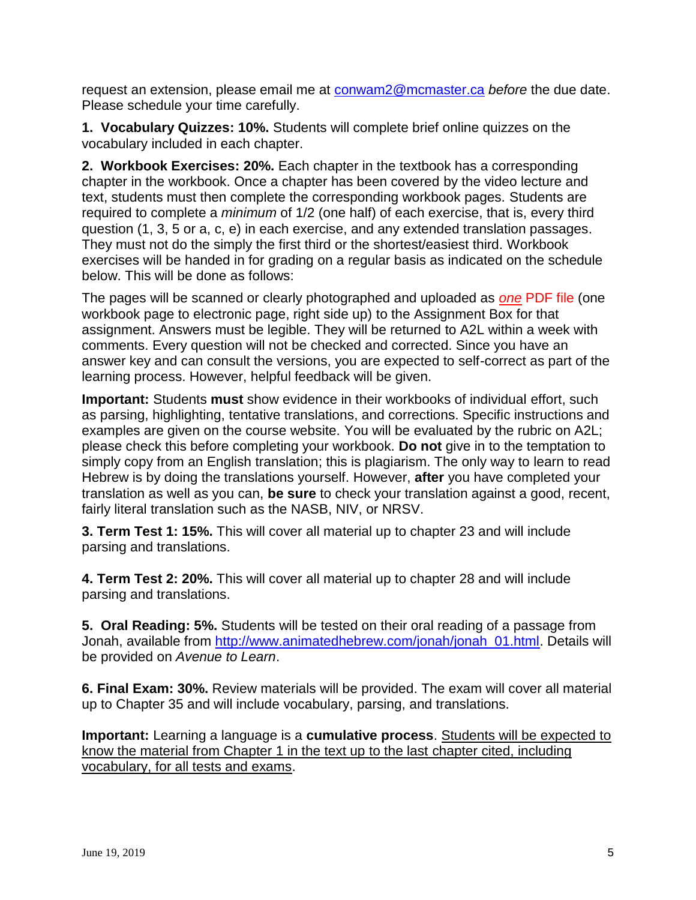request an extension, please email me at conwam2@mcmaster.ca *before* the due date. Please schedule your time carefully.

**1. Vocabulary Quizzes: 10%.** Students will complete brief online quizzes on the vocabulary included in each chapter.

**2. Workbook Exercises: 20%.** Each chapter in the textbook has a corresponding chapter in the workbook. Once a chapter has been covered by the video lecture and text, students must then complete the corresponding workbook pages. Students are required to complete a *minimum* of 1/2 (one half) of each exercise, that is, every third question (1, 3, 5 or a, c, e) in each exercise, and any extended translation passages. They must not do the simply the first third or the shortest/easiest third. Workbook exercises will be handed in for grading on a regular basis as indicated on the schedule below. This will be done as follows:

The pages will be scanned or clearly photographed and uploaded as ***one*** PDF file (one workbook page to electronic page, right side up) to the Assignment Box for that assignment. Answers must be legible. They will be returned to A2L within a week with comments. Every question will not be checked and corrected. Since you have an answer key and can consult the versions, you are expected to self-correct as part of the learning process. However, helpful feedback will be given.

**Important:** Students **must** show evidence in their workbooks of individual effort, such as parsing, highlighting, tentative translations, and corrections. Specific instructions and examples are given on the course website. You will be evaluated by the rubric on A2L; please check this before completing your workbook. **Do not** give in to the temptation to simply copy from an English translation; this is plagiarism. The only way to learn to read Hebrew is by doing the translations yourself. However, **after** you have completed your translation as well as you can, **be sure** to check your translation against a good, recent, fairly literal translation such as the NASB, NIV, or NRSV.

**3. Term Test 1: 15%.** This will cover all material up to chapter 23 and will include parsing and translations.

**4. Term Test 2: 20%.** This will cover all material up to chapter 28 and will include parsing and translations.

**5. Oral Reading: 5%.** Students will be tested on their oral reading of a passage from Jonah, available from http://www.animatedhebrew.com/jonah/jonah_01.html. Details will be provided on *Avenue to Learn*.

**6. Final Exam: 30%.** Review materials will be provided. The exam will cover all material up to Chapter 35 and will include vocabulary, parsing, and translations.

**Important:** Learning a language is a **cumulative process**. Students will be expected to know the material from Chapter 1 in the text up to the last chapter cited, including vocabulary, for all tests and exams.

June 19, 2019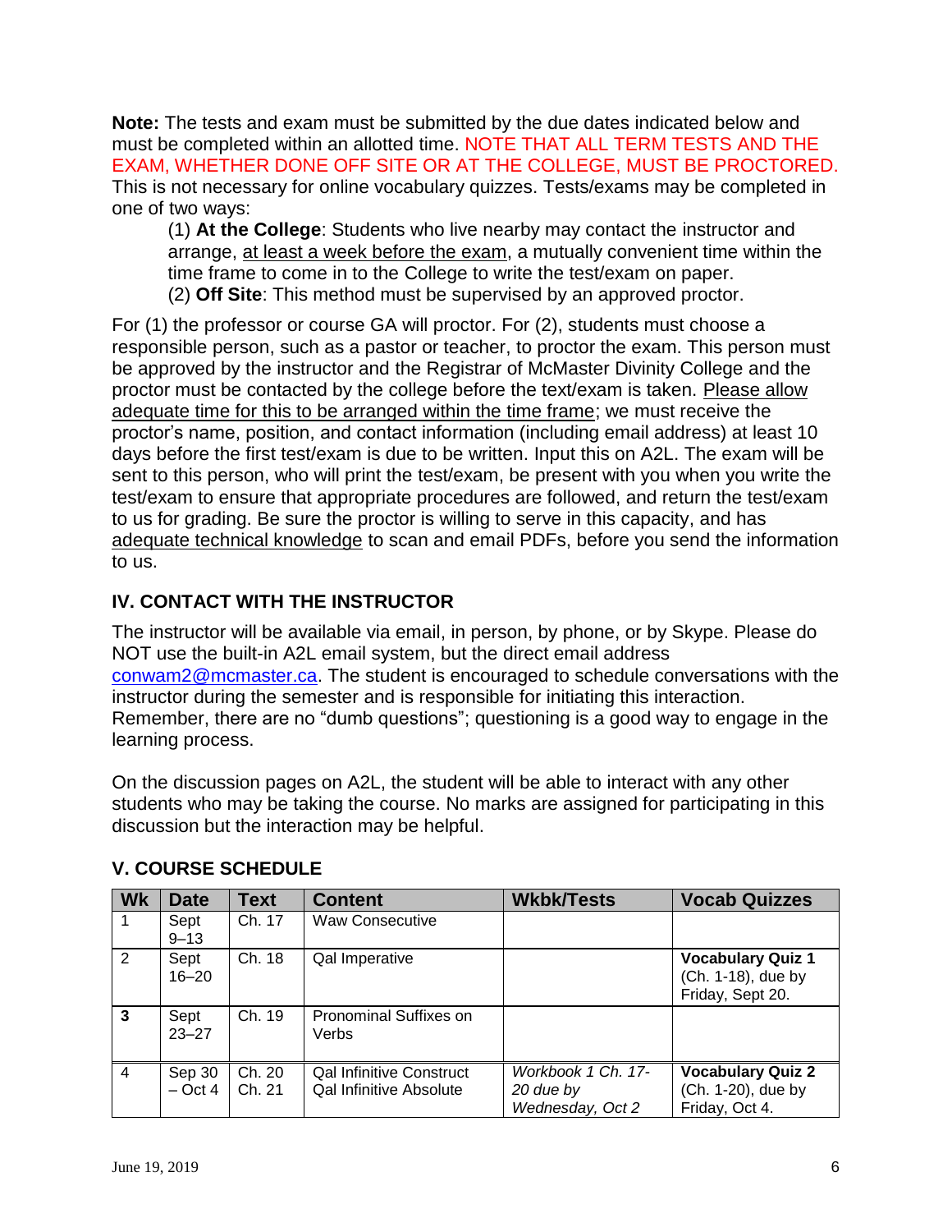**Note:** The tests and exam must be submitted by the due dates indicated below and must be completed within an allotted time. NOTE THAT ALL TERM TESTS AND THE EXAM, WHETHER DONE OFF SITE OR AT THE COLLEGE, MUST BE PROCTORED. This is not necessary for online vocabulary quizzes. Tests/exams may be completed in one of two ways:

(1) **At the College**: Students who live nearby may contact the instructor and arrange, at least a week before the exam, a mutually convenient time within the time frame to come in to the College to write the test/exam on paper.
(2) **Off Site**: This method must be supervised by an approved proctor.

For (1) the professor or course GA will proctor. For (2), students must choose a responsible person, such as a pastor or teacher, to proctor the exam. This person must be approved by the instructor and the Registrar of McMaster Divinity College and the proctor must be contacted by the college before the text/exam is taken. Please allow adequate time for this to be arranged within the time frame; we must receive the proctor's name, position, and contact information (including email address) at least 10 days before the first test/exam is due to be written. Input this on A2L. The exam will be sent to this person, who will print the test/exam, be present with you when you write the test/exam to ensure that appropriate procedures are followed, and return the test/exam to us for grading. Be sure the proctor is willing to serve in this capacity, and has adequate technical knowledge to scan and email PDFs, before you send the information to us.

## IV. CONTACT WITH THE INSTRUCTOR

The instructor will be available via email, in person, by phone, or by Skype. Please do NOT use the built-in A2L email system, but the direct email address conwam2@mcmaster.ca. The student is encouraged to schedule conversations with the instructor during the semester and is responsible for initiating this interaction. Remember, there are no "dumb questions"; questioning is a good way to engage in the learning process.

On the discussion pages on A2L, the student will be able to interact with any other students who may be taking the course. No marks are assigned for participating in this discussion but the interaction may be helpful.

## V. COURSE SCHEDULE

| Wk | Date | Text | Content | Wkbk/Tests | Vocab Quizzes |
|---|---|---|---|---|---|
| 1 | Sept 9–13 | Ch. 17 | Waw Consecutive | | |
| 2 | Sept 16–20 | Ch. 18 | Qal Imperative | | **Vocabulary Quiz 1** (Ch. 1-18), due by Friday, Sept 20. |
| **3** | Sept 23–27 | Ch. 19 | Pronominal Suffixes on Verbs | | |
| 4 | Sep 30 – Oct 4 | Ch. 20 Ch. 21 | Qal Infinitive Construct Qal Infinitive Absolute | *Workbook 1 Ch. 17-20 due by Wednesday, Oct 2* | **Vocabulary Quiz 2** (Ch. 1-20), due by Friday, Oct 4. |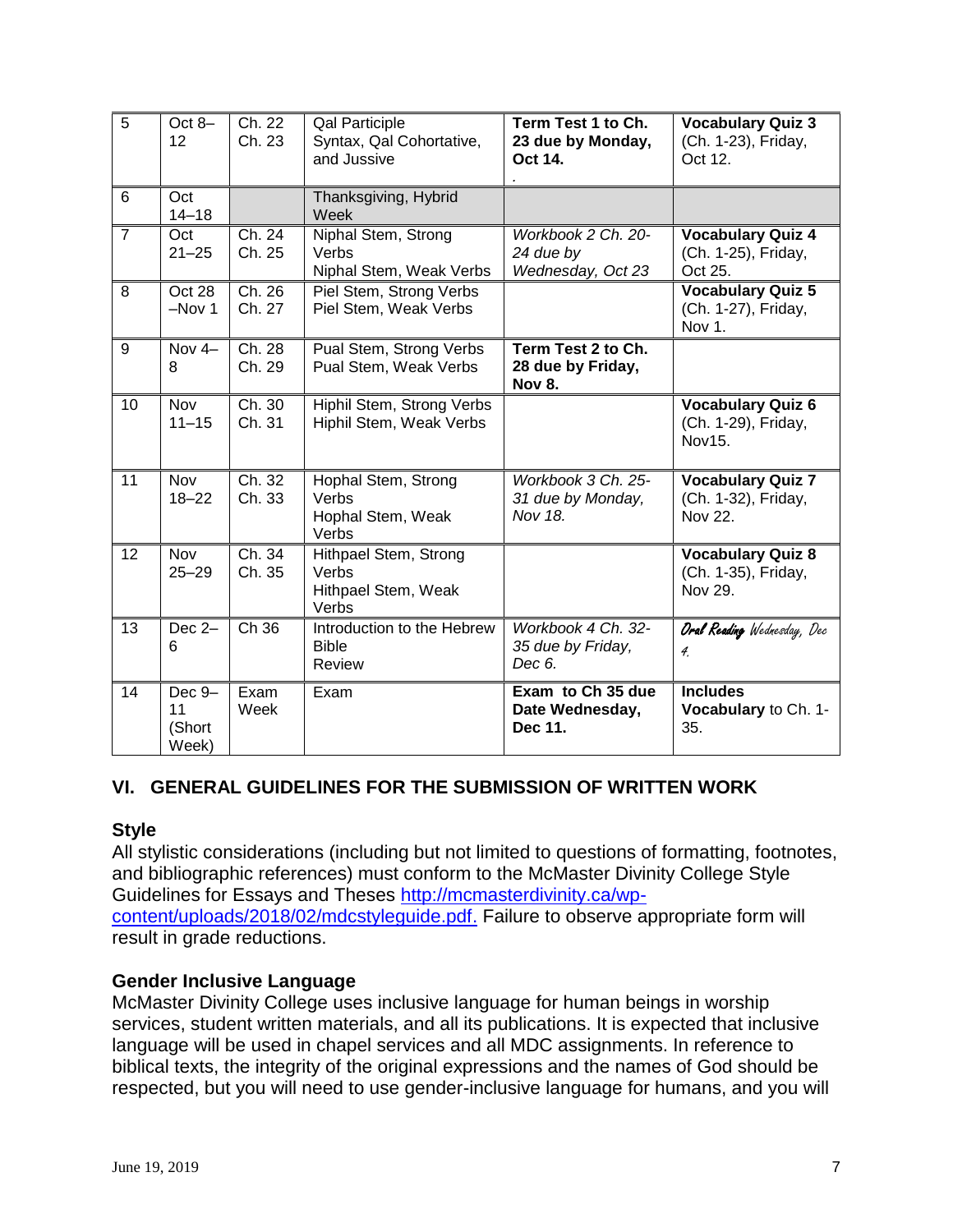| 5 | Oct 8–12 | Ch. 22<br>Ch. 23 | Qal Participle<br>Syntax, Qal Cohortative, and Jussive | **Term Test 1 to Ch. 23 due by Monday, Oct 14.**<br>. | **Vocabulary Quiz 3** (Ch. 1-23), Friday, Oct 12. |
|---|---|---|---|---|---|
| 6 | Oct 14–18 | | Thanksgiving, Hybrid Week | | |
| 7 | Oct 21–25 | Ch. 24<br>Ch. 25 | Niphal Stem, Strong Verbs<br>Niphal Stem, Weak Verbs | *Workbook 2 Ch. 20-24 due by Wednesday, Oct 23* | **Vocabulary Quiz 4** (Ch. 1-25), Friday, Oct 25. |
| 8 | Oct 28 –Nov 1 | Ch. 26<br>Ch. 27 | Piel Stem, Strong Verbs<br>Piel Stem, Weak Verbs | | **Vocabulary Quiz 5** (Ch. 1-27), Friday, Nov 1. |
| 9 | Nov 4–8 | Ch. 28<br>Ch. 29 | Pual Stem, Strong Verbs<br>Pual Stem, Weak Verbs | **Term Test 2 to Ch. 28 due by Friday, Nov 8.** | |
| 10 | Nov 11–15 | Ch. 30<br>Ch. 31 | Hiphil Stem, Strong Verbs<br>Hiphil Stem, Weak Verbs | | **Vocabulary Quiz 6** (Ch. 1-29), Friday, Nov15. |
| 11 | Nov 18–22 | Ch. 32<br>Ch. 33 | Hophal Stem, Strong Verbs<br>Hophal Stem, Weak Verbs | *Workbook 3 Ch. 25-31 due by Monday, Nov 18.* | **Vocabulary Quiz 7** (Ch. 1-32), Friday, Nov 22. |
| 12 | Nov 25–29 | Ch. 34<br>Ch. 35 | Hithpael Stem, Strong Verbs<br>Hithpael Stem, Weak Verbs | | **Vocabulary Quiz 8** (Ch. 1-35), Friday, Nov 29. |
| 13 | Dec 2–6 | Ch 36 | Introduction to the Hebrew Bible<br>Review | *Workbook 4 Ch. 32-35 by Friday, Dec 6.* | **Oral Reading** *Wednesday, Dec 4.* |
| 14 | Dec 9–11 (Short Week) | Exam Week | Exam | **Exam to Ch 35 due Date Wednesday, Dec 11.** | **Includes Vocabulary** to Ch. 1-35. |

## VI. GENERAL GUIDELINES FOR THE SUBMISSION OF WRITTEN WORK

### Style

All stylistic considerations (including but not limited to questions of formatting, footnotes, and bibliographic references) must conform to the McMaster Divinity College Style Guidelines for Essays and Theses http://mcmasterdivinity.ca/wp-content/uploads/2018/02/mdcstyleguide.pdf. Failure to observe appropriate form will result in grade reductions.

### Gender Inclusive Language

McMaster Divinity College uses inclusive language for human beings in worship services, student written materials, and all its publications. It is expected that inclusive language will be used in chapel services and all MDC assignments. In reference to biblical texts, the integrity of the original expressions and the names of God should be respected, but you will need to use gender-inclusive language for humans, and you will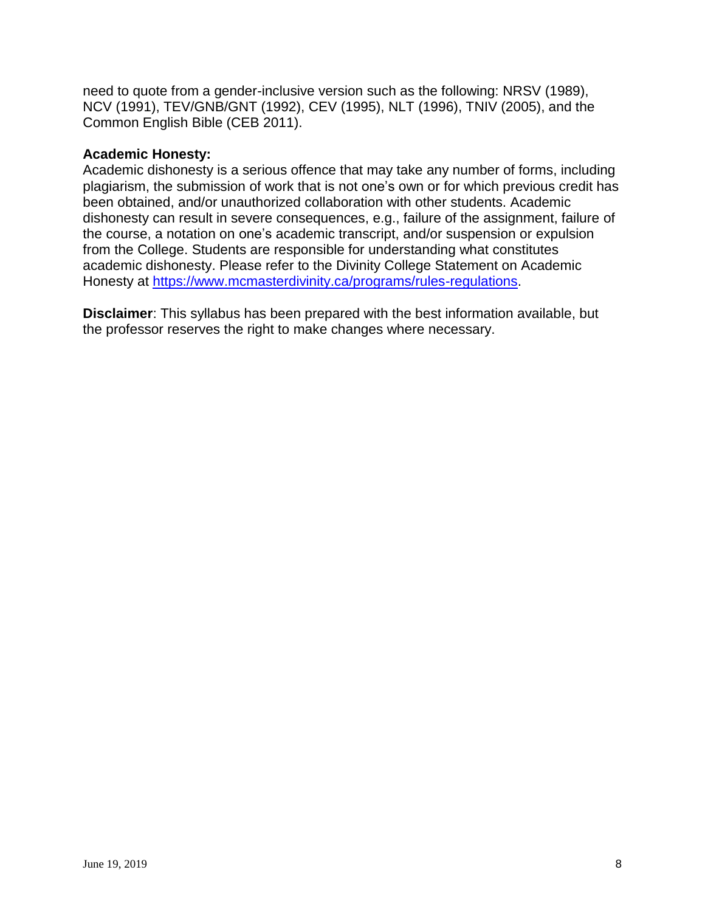need to quote from a gender-inclusive version such as the following: NRSV (1989), NCV (1991), TEV/GNB/GNT (1992), CEV (1995), NLT (1996), TNIV (2005), and the Common English Bible (CEB 2011).

**Academic Honesty:**
Academic dishonesty is a serious offence that may take any number of forms, including plagiarism, the submission of work that is not one's own or for which previous credit has been obtained, and/or unauthorized collaboration with other students. Academic dishonesty can result in severe consequences, e.g., failure of the assignment, failure of the course, a notation on one's academic transcript, and/or suspension or expulsion from the College. Students are responsible for understanding what constitutes academic dishonesty. Please refer to the Divinity College Statement on Academic Honesty at https://www.mcmasterdivinity.ca/programs/rules-regulations.

**Disclaimer**: This syllabus has been prepared with the best information available, but the professor reserves the right to make changes where necessary.